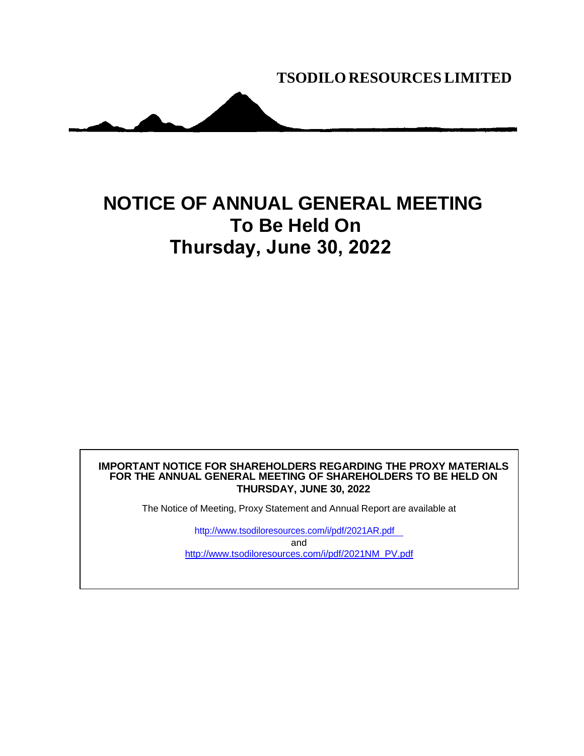**TSODILO RESOURCES LIMITED**

# NOTICE OF ANNUAL GENERAL MEETING
# To Be Held On
# Thursday, June 30, 2022

**IMPORTANT NOTICE FOR SHAREHOLDERS REGARDING THE PROXY MATERIALS FOR THE ANNUAL GENERAL MEETING OF SHAREHOLDERS TO BE HELD ON THURSDAY, JUNE 30, 2022**

The Notice of Meeting, Proxy Statement and Annual Report are available at

http://www.tsodiloresources.com/i/pdf/2021AR.pdf

and

http://www.tsodiloresources.com/i/pdf/2021NM_PV.pdf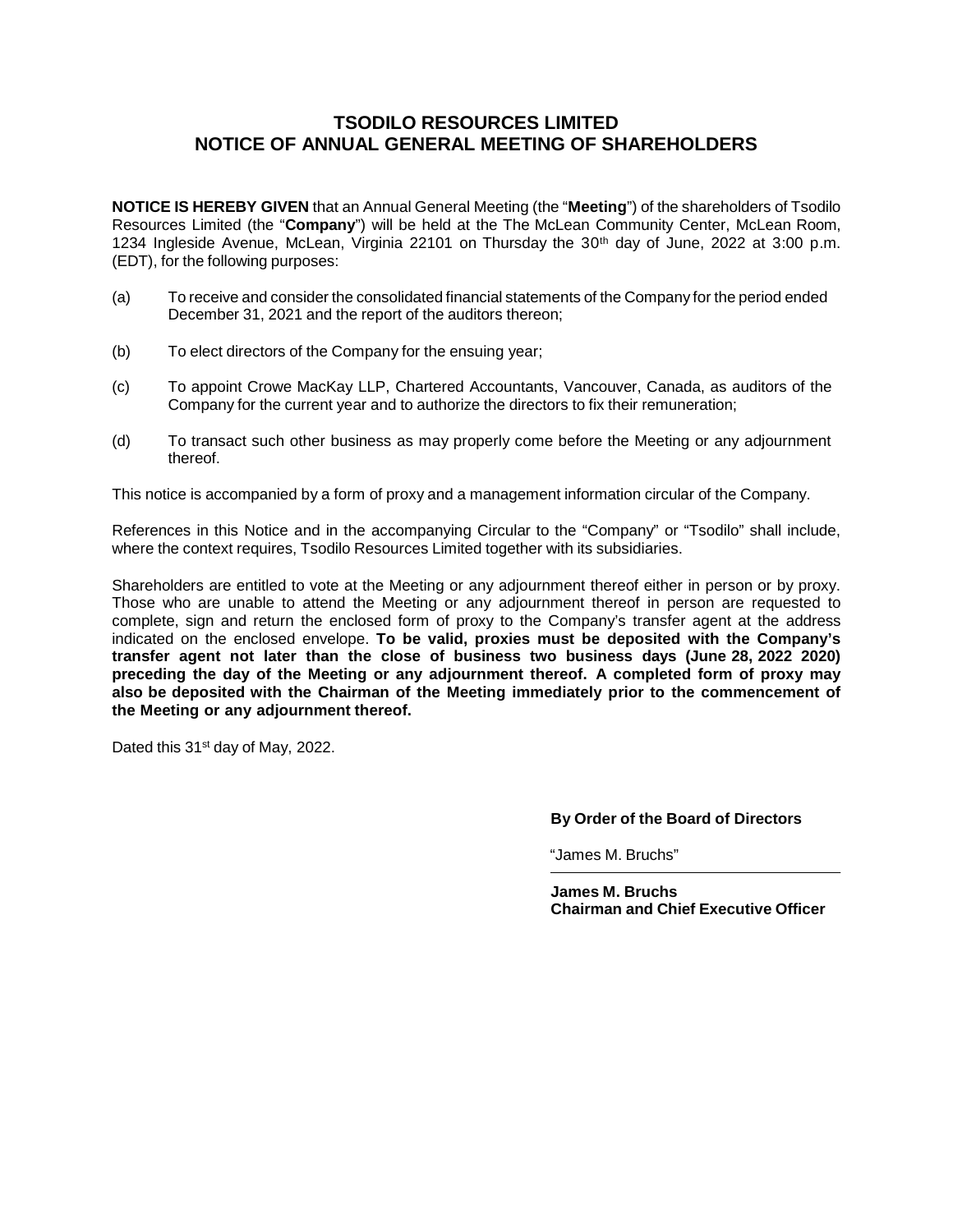# TSODILO RESOURCES LIMITED
# NOTICE OF ANNUAL GENERAL MEETING OF SHAREHOLDERS

**NOTICE IS HEREBY GIVEN** that an Annual General Meeting (the "**Meeting**") of the shareholders of Tsodilo Resources Limited (the "**Company**") will be held at the The McLean Community Center, McLean Room, 1234 Ingleside Avenue, McLean, Virginia 22101 on Thursday the 30th day of June, 2022 at 3:00 p.m. (EDT), for the following purposes:

(a) To receive and consider the consolidated financial statements of the Company for the period ended December 31, 2021 and the report of the auditors thereon;

(b) To elect directors of the Company for the ensuing year;

(c) To appoint Crowe MacKay LLP, Chartered Accountants, Vancouver, Canada, as auditors of the Company for the current year and to authorize the directors to fix their remuneration;

(d) To transact such other business as may properly come before the Meeting or any adjournment thereof.

This notice is accompanied by a form of proxy and a management information circular of the Company.

References in this Notice and in the accompanying Circular to the "Company" or "Tsodilo" shall include, where the context requires, Tsodilo Resources Limited together with its subsidiaries.

Shareholders are entitled to vote at the Meeting or any adjournment thereof either in person or by proxy. Those who are unable to attend the Meeting or any adjournment thereof in person are requested to complete, sign and return the enclosed form of proxy to the Company's transfer agent at the address indicated on the enclosed envelope. **To be valid, proxies must be deposited with the Company's transfer agent not later than the close of business two business days (June 28, 2022 2020) preceding the day of the Meeting or any adjournment thereof. A completed form of proxy may also be deposited with the Chairman of the Meeting immediately prior to the commencement of the Meeting or any adjournment thereof.**

Dated this 31st day of May, 2022.

**By Order of the Board of Directors**

"James M. Bruchs"

**James M. Bruchs**
**Chairman and Chief Executive Officer**